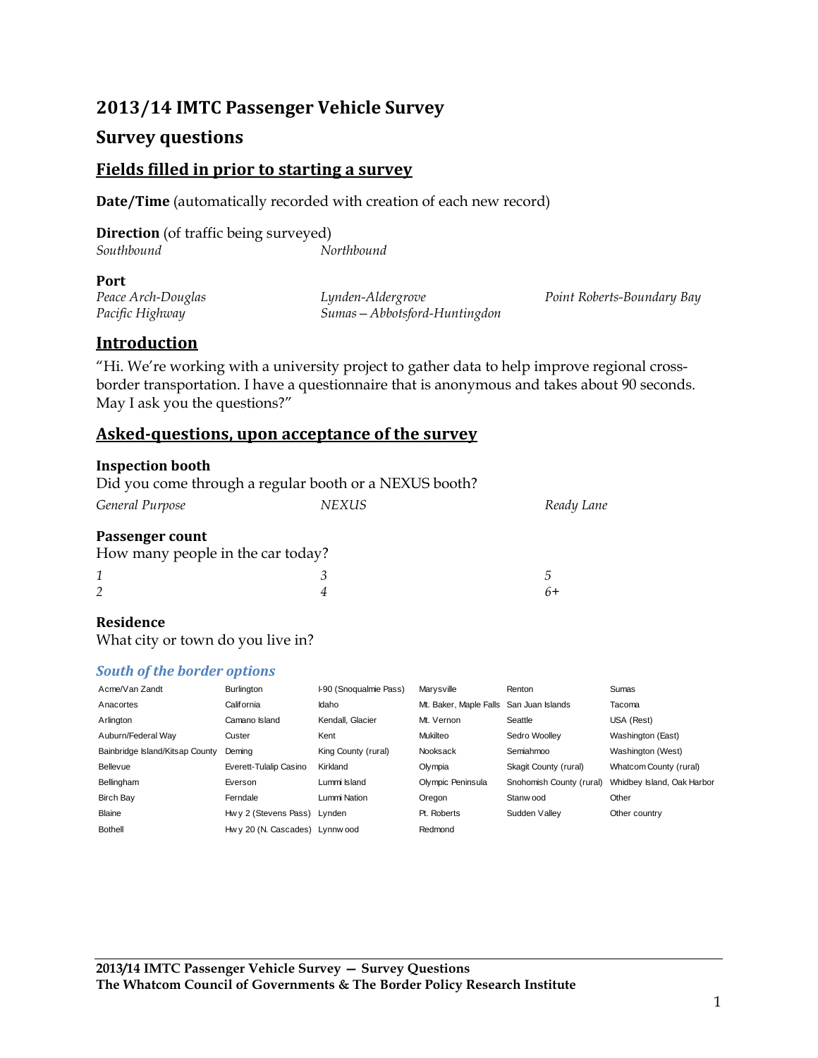# 2013/14 IMTC Passenger Vehicle Survey

## Survey questions

### Fields filled in prior to starting a survey

**Date/Time** (automatically recorded with creation of each new record)

**Direction** (of traffic being surveyed)

*Southbound* | *Northbound*

**Port**

*Peace Arch-Douglas*
*Pacific Highway*
*Lynden-Aldergrove*
*Sumas – Abbotsford-Huntingdon*
*Point Roberts-Boundary Bay*

### Introduction

"Hi. We're working with a university project to gather data to help improve regional cross-border transportation. I have a questionnaire that is anonymous and takes about 90 seconds. May I ask you the questions?"

### Asked-questions, upon acceptance of the survey

**Inspection booth**

Did you come through a regular booth or a NEXUS booth?

*General Purpose* | *NEXUS* | *Ready Lane*

**Passenger count**

How many people in the car today?

*1*
*2*
*3*
*4*
*5*
*6+*

**Residence**

What city or town do you live in?

#### *South of the border options*

| | | | | | |
|---|---|---|---|---|---|
| Acme/Van Zandt | Burlington | I-90 (Snoqualmie Pass) | Marysville | Renton | Sumas |
| Anacortes | California | Idaho | Mt. Baker, Maple Falls | San Juan Islands | Tacoma |
| Arlington | Camano Island | Kendall, Glacier | Mt. Vernon | Seattle | USA (Rest) |
| Auburn/Federal Way | Custer | Kent | Mukilteo | Sedro Woolley | Washington (East) |
| Bainbridge Island/Kitsap County | Deming | King County (rural) | Nooksack | Semiahmoo | Washington (West) |
| Bellevue | Everett-Tulalip Casino | Kirkland | Olympia | Skagit County (rural) | Whatcom County (rural) |
| Bellingham | Everson | Lummi Island | Olympic Peninsula | Snohomish County (rural) | Whidbey Island, Oak Harbor |
| Birch Bay | Ferndale | Lummi Nation | Oregon | Stanwood | Other |
| Blaine | Hwy 2 (Stevens Pass) | Lynden | Pt. Roberts | Sudden Valley | Other country |
| Bothell | Hwy 20 (N. Cascades) | Lynnwood | Redmond | | |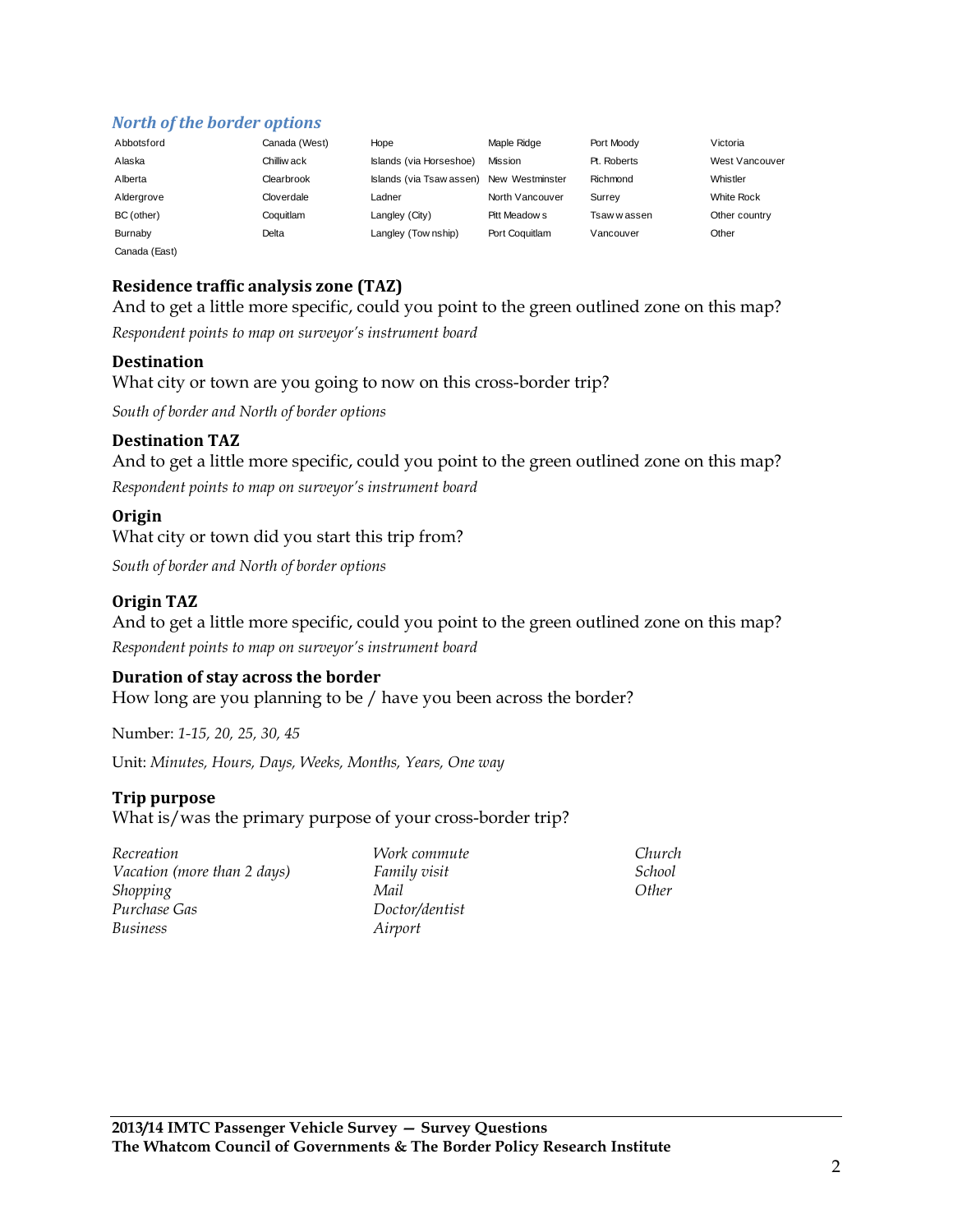### *North of the border options*

| | | | | | |
|---|---|---|---|---|---|
| Abbotsford | Canada (West) | Hope | Maple Ridge | Port Moody | Victoria |
| Alaska | Chilliwack | Islands (via Horseshoe) | Mission | Pt. Roberts | West Vancouver |
| Alberta | Clearbrook | Islands (via Tsawassen) | New Westminster | Richmond | Whistler |
| Aldergrove | Cloverdale | Ladner | North Vancouver | Surrey | White Rock |
| BC (other) | Coquitlam | Langley (City) | Pitt Meadows | Tsawwassen | Other country |
| Burnaby | Delta | Langley (Township) | Port Coquitlam | Vancouver | Other |
| Canada (East) | | | | | |

**Residence traffic analysis zone (TAZ)**
And to get a little more specific, could you point to the green outlined zone on this map?

*Respondent points to map on surveyor's instrument board*

**Destination**
What city or town are you going to now on this cross-border trip?

*South of border and North of border options*

**Destination TAZ**
And to get a little more specific, could you point to the green outlined zone on this map?

*Respondent points to map on surveyor's instrument board*

**Origin**
What city or town did you start this trip from?

*South of border and North of border options*

**Origin TAZ**
And to get a little more specific, could you point to the green outlined zone on this map?

*Respondent points to map on surveyor's instrument board*

**Duration of stay across the border**
How long are you planning to be / have you been across the border?

Number: *1-15, 20, 25, 30, 45*

Unit: *Minutes, Hours, Days, Weeks, Months, Years, One way*

**Trip purpose**
What is/was the primary purpose of your cross-border trip?

| | | |
|---|---|---|
| *Recreation* | *Work commute* | *Church* |
| *Vacation (more than 2 days)* | *Family visit* | *School* |
| *Shopping* | *Mail* | *Other* |
| *Purchase Gas* | *Doctor/dentist* | |
| *Business* | *Airport* | |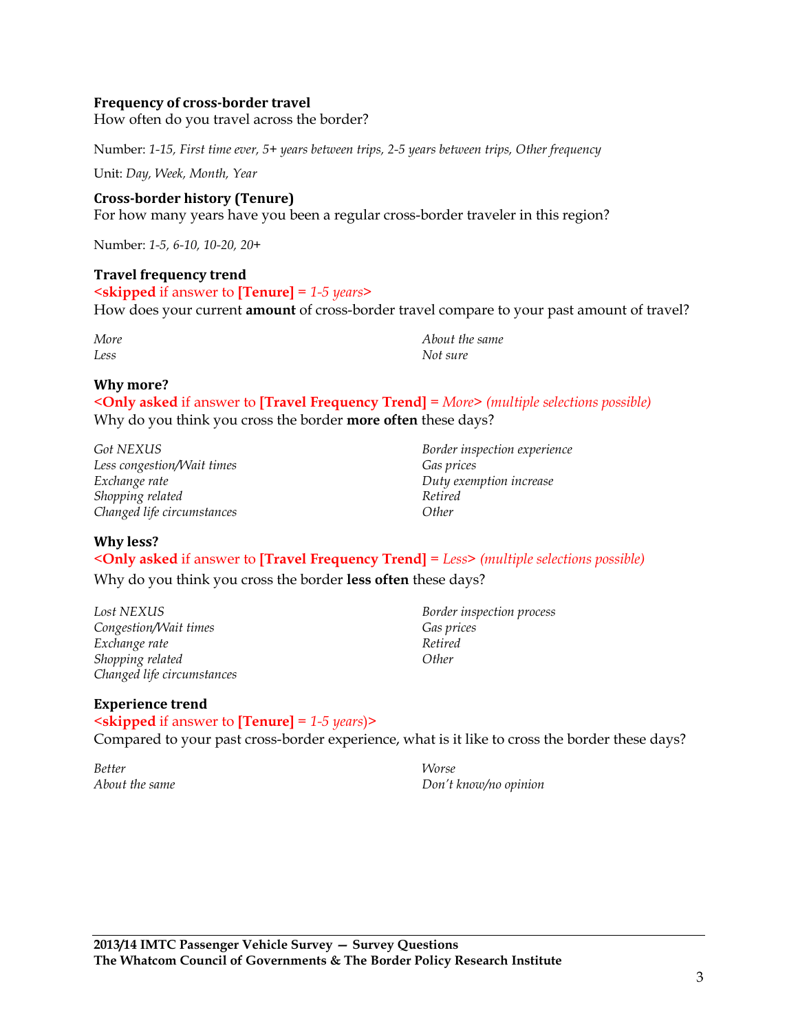**Frequency of cross-border travel**
How often do you travel across the border?

Number: *1-15, First time ever, 5+ years between trips, 2-5 years between trips, Other frequency*

Unit: *Day, Week, Month, Year*

**Cross-border history (Tenure)**
For how many years have you been a regular cross-border traveler in this region?

Number: *1-5, 6-10, 10-20, 20+*

**Travel frequency trend**
**<skipped** if answer to **[Tenure]** = *1-5 years***>**
How does your current **amount** of cross-border travel compare to your past amount of travel?

*More*
*Less*
*About the same*
*Not sure*

**Why more?**
**<Only asked** if answer to **[Travel Frequency Trend]** = *More***>** *(multiple selections possible)*
Why do you think you cross the border **more often** these days?

*Got NEXUS*
*Less congestion/Wait times*
*Exchange rate*
*Shopping related*
*Changed life circumstances*
*Border inspection experience*
*Gas prices*
*Duty exemption increase*
*Retired*
*Other*

**Why less?**
**<Only asked** if answer to **[Travel Frequency Trend]** = *Less***>** *(multiple selections possible)*
Why do you think you cross the border **less often** these days?

*Lost NEXUS*
*Congestion/Wait times*
*Exchange rate*
*Shopping related*
*Changed life circumstances*
*Border inspection process*
*Gas prices*
*Retired*
*Other*

**Experience trend**
**<skipped** if answer to **[Tenure]** = *1-5 years*)**>**
Compared to your past cross-border experience, what is it like to cross the border these days?

*Better*
*About the same*
*Worse*
*Don't know/no opinion*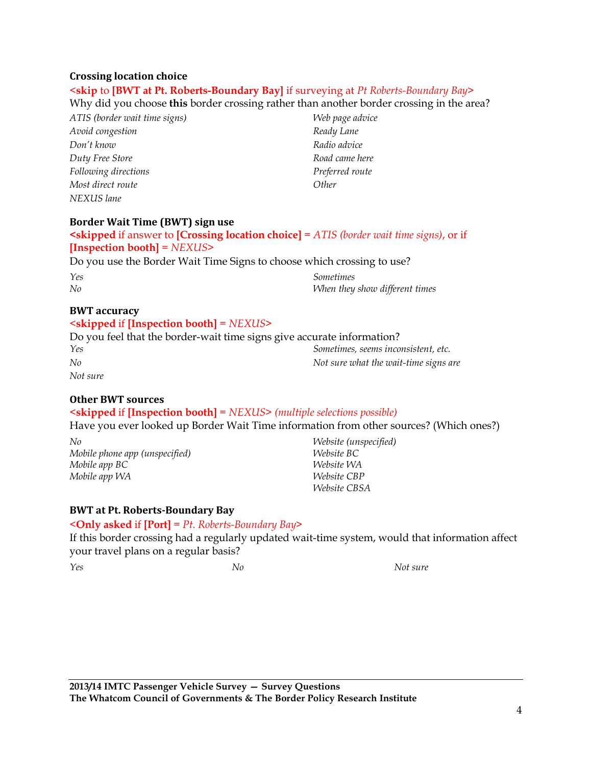### Crossing location choice

**<skip** to **[BWT at Pt. Roberts-Boundary Bay]** if surveying at *Pt Roberts-Boundary Bay*>

Why did you choose **this** border crossing rather than another border crossing in the area?

*ATIS (border wait time signs)*
*Avoid congestion*
*Don't know*
*Duty Free Store*
*Following directions*
*Most direct route*
*NEXUS lane*
*Web page advice*
*Ready Lane*
*Radio advice*
*Road came here*
*Preferred route*
*Other*

### Border Wait Time (BWT) sign use

**<skipped** if answer to **[Crossing location choice]** = *ATIS (border wait time signs)*, or if **[Inspection booth]** = *NEXUS*>

Do you use the Border Wait Time Signs to choose which crossing to use?

*Yes*
*No*
*Sometimes*
*When they show different times*

### BWT accuracy

**<skipped** if **[Inspection booth]** = *NEXUS*>

Do you feel that the border-wait time signs give accurate information?

*Yes*
*No*
*Not sure*
*Sometimes, seems inconsistent, etc.*
*Not sure what the wait-time signs are*

### Other BWT sources

**<skipped** if **[Inspection booth]** = *NEXUS*> *(multiple selections possible)*

Have you ever looked up Border Wait Time information from other sources? (Which ones?)

*No*
*Mobile phone app (unspecified)*
*Mobile app BC*
*Mobile app WA*
*Website (unspecified)*
*Website BC*
*Website WA*
*Website CBP*
*Website CBSA*

### BWT at Pt. Roberts-Boundary Bay

**<Only asked** if **[Port]** = *Pt. Roberts-Boundary Bay*>

If this border crossing had a regularly updated wait-time system, would that information affect your travel plans on a regular basis?

*Yes*
*No*
*Not sure*

**2013/14 IMTC Passenger Vehicle Survey — Survey Questions**
**The Whatcom Council of Governments & The Border Policy Research Institute**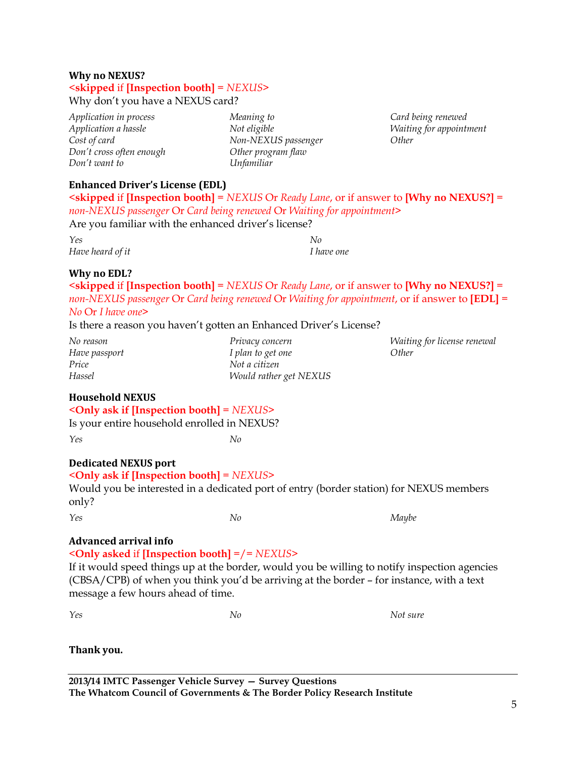**Why no NEXUS?**

**<skipped** if **[Inspection booth]** = *NEXUS***>**

Why don't you have a NEXUS card?

| | | |
|---|---|---|
| *Application in process* | *Meaning to* | *Card being renewed* |
| *Application a hassle* | *Not eligible* | *Waiting for appointment* |
| *Cost of card* | *Non-NEXUS passenger* | *Other* |
| *Don't cross often enough* | *Other program flaw* | |
| *Don't want to* | *Unfamiliar* | |

**Enhanced Driver's License (EDL)**

**<skipped** if **[Inspection booth]** = *NEXUS* Or *Ready Lane*, or if answer to **[Why no NEXUS?]** = *non-NEXUS passenger* Or *Card being renewed* Or *Waiting for appointment***>**

Are you familiar with the enhanced driver's license?

| | |
|---|---|
| *Yes* | *No* |
| *Have heard of it* | *I have one* |

**Why no EDL?**

**<skipped** if **[Inspection booth]** = *NEXUS* Or *Ready Lane*, or if answer to **[Why no NEXUS?]** = *non-NEXUS passenger* Or *Card being renewed* Or *Waiting for appointment*, or if answer to **[EDL]** = *No* Or *I have one***>**

Is there a reason you haven't gotten an Enhanced Driver's License?

| | | |
|---|---|---|
| *No reason* | *Privacy concern* | *Waiting for license renewal* |
| *Have passport* | *I plan to get one* | *Other* |
| *Price* | *Not a citizen* | |
| *Hassel* | *Would rather get NEXUS* | |

**Household NEXUS**

**<Only ask if [Inspection booth]** = *NEXUS***>**

Is your entire household enrolled in NEXUS?

| | |
|---|---|
| *Yes* | *No* |

**Dedicated NEXUS port**

**<Only ask if [Inspection booth]** = *NEXUS***>**

Would you be interested in a dedicated port of entry (border station) for NEXUS members only?

| | | |
|---|---|---|
| *Yes* | *No* | *Maybe* |

**Advanced arrival info**

**<Only asked** if **[Inspection booth]** =/= *NEXUS***>**

If it would speed things up at the border, would you be willing to notify inspection agencies (CBSA/CPB) of when you think you'd be arriving at the border – for instance, with a text message a few hours ahead of time.

| | | |
|---|---|---|
| *Yes* | *No* | *Not sure* |

**Thank you.**